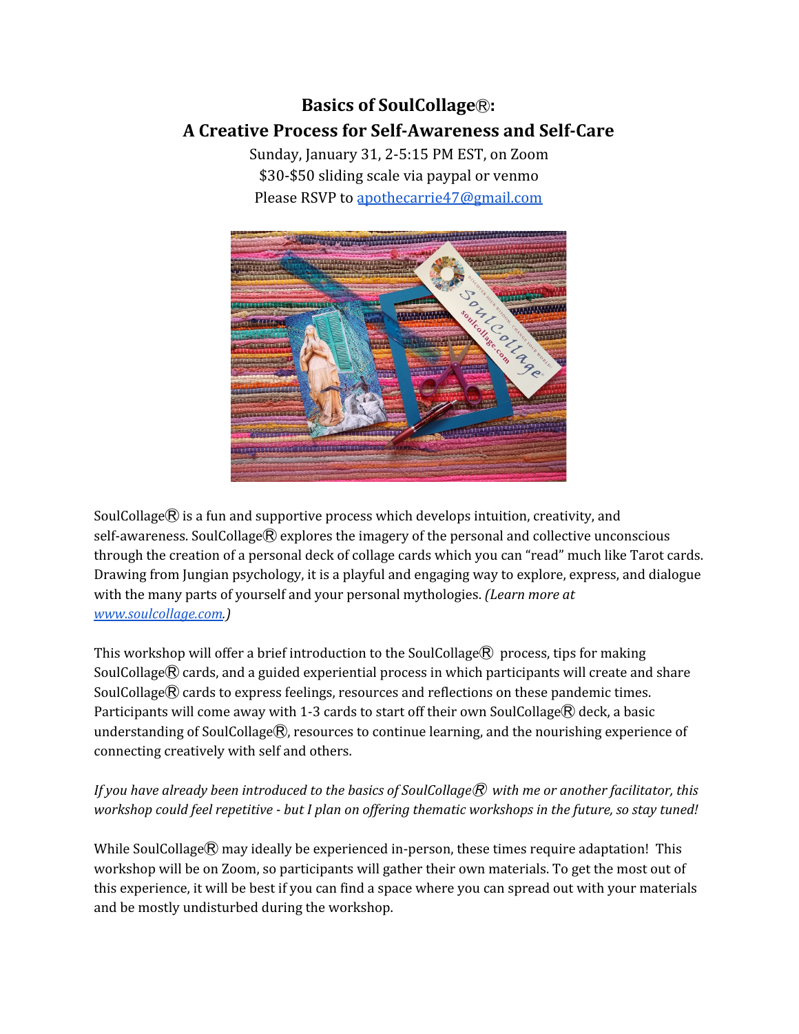# Basics of SoulCollage®: A Creative Process for Self-Awareness and Self-Care

Sunday, January 31, 2-5:15 PM EST, on Zoom
$30-$50 sliding scale via paypal or venmo
Please RSVP to [apothecarrie47@gmail.com](mailto:apothecarrie47@gmail.com)

SoulCollage® is a fun and supportive process which develops intuition, creativity, and self-awareness. SoulCollage® explores the imagery of the personal and collective unconscious through the creation of a personal deck of collage cards which you can "read" much like Tarot cards. Drawing from Jungian psychology, it is a playful and engaging way to explore, express, and dialogue with the many parts of yourself and your personal mythologies. *(Learn more at [www.soulcollage.com](http://www.soulcollage.com).)*

This workshop will offer a brief introduction to the SoulCollage® process, tips for making SoulCollage® cards, and a guided experiential process in which participants will create and share SoulCollage® cards to express feelings, resources and reflections on these pandemic times. Participants will come away with 1-3 cards to start off their own SoulCollage® deck, a basic understanding of SoulCollage®, resources to continue learning, and the nourishing experience of connecting creatively with self and others.

*If you have already been introduced to the basics of SoulCollage® with me or another facilitator, this workshop could feel repetitive - but I plan on offering thematic workshops in the future, so stay tuned!*

While SoulCollage® may ideally be experienced in-person, these times require adaptation! This workshop will be on Zoom, so participants will gather their own materials. To get the most out of this experience, it will be best if you can find a space where you can spread out with your materials and be mostly undisturbed during the workshop.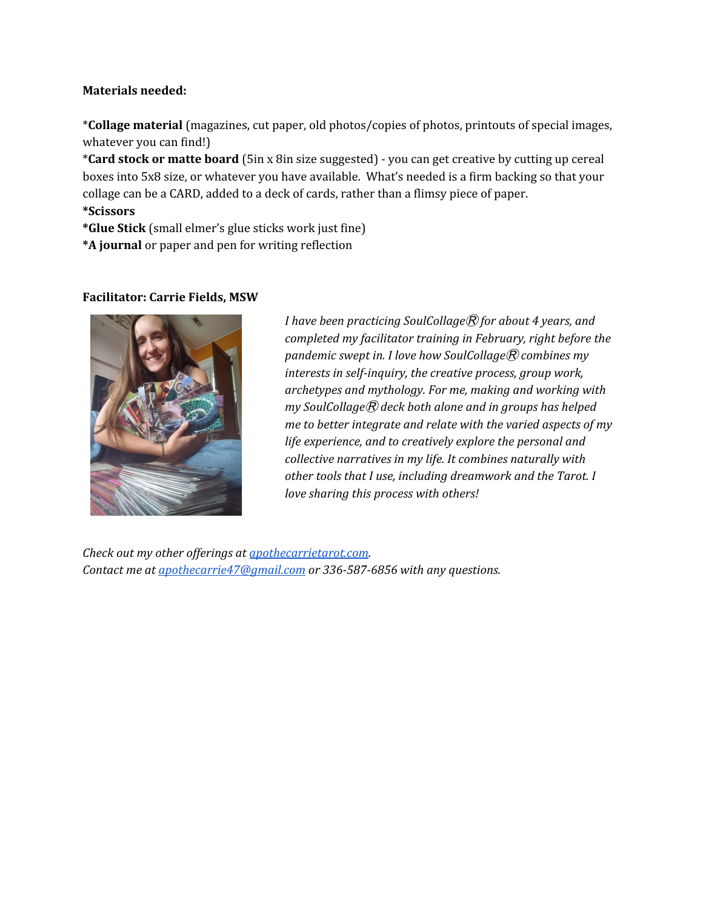**Materials needed:**

***Collage material** (magazines, cut paper, old photos/copies of photos, printouts of special images, whatever you can find!)
***Card stock or matte board** (5in x 8in size suggested) - you can get creative by cutting up cereal boxes into 5x8 size, or whatever you have available. What's needed is a firm backing so that your collage can be a CARD, added to a deck of cards, rather than a flimsy piece of paper.
***Scissors**
***Glue Stick** (small elmer's glue sticks work just fine)
***A journal** or paper and pen for writing reflection

**Facilitator: Carrie Fields, MSW**

*I have been practicing SoulCollage® for about 4 years, and completed my facilitator training in February, right before the pandemic swept in. I love how SoulCollage® combines my interests in self-inquiry, the creative process, group work, archetypes and mythology. For me, making and working with my SoulCollage® deck both alone and in groups has helped me to better integrate and relate with the varied aspects of my life experience, and to creatively explore the personal and collective narratives in my life. It combines naturally with other tools that I use, including dreamwork and the Tarot. I love sharing this process with others!*

*Check out my other offerings at [apothecarrietarot.com](apothecarrietarot.com).*
*Contact me at [apothecarrie47@gmail.com](mailto:apothecarrie47@gmail.com) or 336-587-6856 with any questions.*